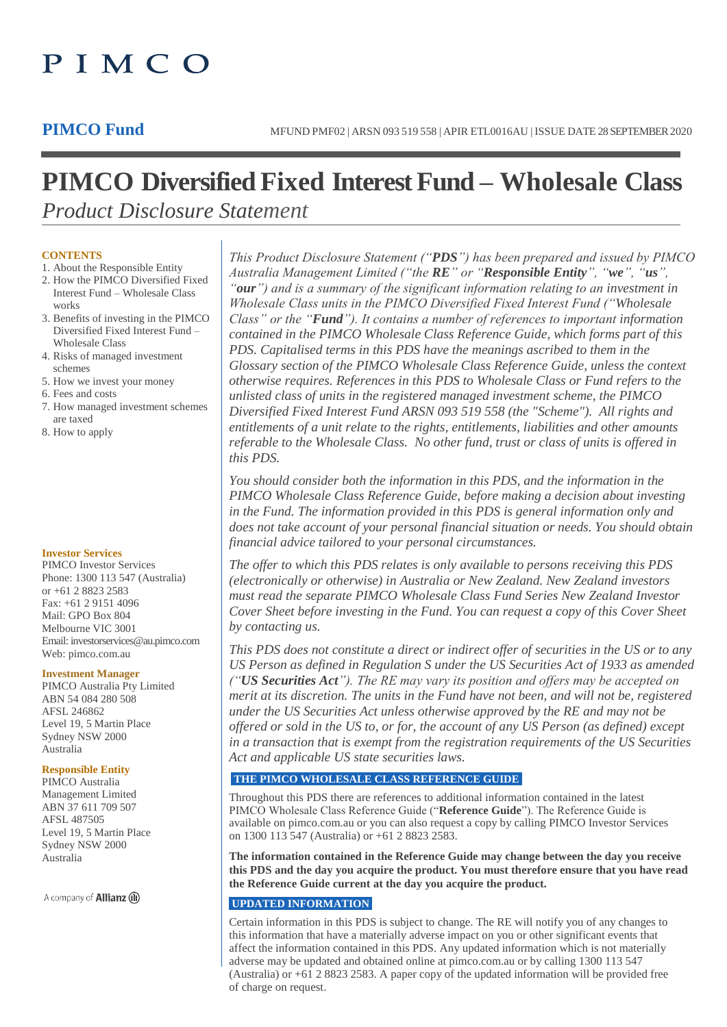PIMCO

**PIMCO Fund**

MFUND PMF02 | ARSN 093 519 558 | APIR ETL0016AU | ISSUE DATE 28 SEPTEMBER 2020

# PIMCO Diversified Fixed Interest Fund – Wholesale Class

*Product Disclosure Statement*

**CONTENTS**

1. About the Responsible Entity
2. How the PIMCO Diversified Fixed Interest Fund – Wholesale Class works
3. Benefits of investing in the PIMCO Diversified Fixed Interest Fund – Wholesale Class
4. Risks of managed investment schemes
5. How we invest your money
6. Fees and costs
7. How managed investment schemes are taxed
8. How to apply

**Investor Services**

PIMCO Investor Services
Phone: 1300 113 547 (Australia) or +61 2 8823 2583
Fax: +61 2 9151 4096
Mail: GPO Box 804
Melbourne VIC 3001
Email: investorservices@au.pimco.com
Web: pimco.com.au

**Investment Manager**

PIMCO Australia Pty Limited
ABN 54 084 280 508
AFSL 246862
Level 19, 5 Martin Place
Sydney NSW 2000
Australia

**Responsible Entity**

PIMCO Australia Management Limited
ABN 37 611 709 507
AFSL 487505
Level 19, 5 Martin Place
Sydney NSW 2000
Australia

A company of Allianz

*This Product Disclosure Statement ("**PDS**") has been prepared and issued by PIMCO Australia Management Limited ("the **RE**" or "**Responsible Entity**", "**we**", "**us**", "**our**") and is a summary of the significant information relating to an investment in Wholesale Class units in the PIMCO Diversified Fixed Interest Fund ("Wholesale Class" or the "**Fund**"). It contains a number of references to important information contained in the PIMCO Wholesale Class Reference Guide, which forms part of this PDS. Capitalised terms in this PDS have the meanings ascribed to them in the Glossary section of the PIMCO Wholesale Class Reference Guide, unless the context otherwise requires. References in this PDS to Wholesale Class or Fund refers to the unlisted class of units in the registered managed investment scheme, the PIMCO Diversified Fixed Interest Fund ARSN 093 519 558 (the "Scheme"). All rights and entitlements of a unit relate to the rights, entitlements, liabilities and other amounts referable to the Wholesale Class. No other fund, trust or class of units is offered in this PDS.*

*You should consider both the information in this PDS, and the information in the PIMCO Wholesale Class Reference Guide, before making a decision about investing in the Fund. The information provided in this PDS is general information only and does not take account of your personal financial situation or needs. You should obtain financial advice tailored to your personal circumstances.*

*The offer to which this PDS relates is only available to persons receiving this PDS (electronically or otherwise) in Australia or New Zealand. New Zealand investors must read the separate PIMCO Wholesale Class Fund Series New Zealand Investor Cover Sheet before investing in the Fund. You can request a copy of this Cover Sheet by contacting us.*

*This PDS does not constitute a direct or indirect offer of securities in the US or to any US Person as defined in Regulation S under the US Securities Act of 1933 as amended ("**US Securities Act**"). The RE may vary its position and offers may be accepted on merit at its discretion. The units in the Fund have not been, and will not be, registered under the US Securities Act unless otherwise approved by the RE and may not be offered or sold in the US to, or for, the account of any US Person (as defined) except in a transaction that is exempt from the registration requirements of the US Securities Act and applicable US state securities laws.*

## THE PIMCO WHOLESALE CLASS REFERENCE GUIDE

Throughout this PDS there are references to additional information contained in the latest PIMCO Wholesale Class Reference Guide ("**Reference Guide**"). The Reference Guide is available on pimco.com.au or you can also request a copy by calling PIMCO Investor Services on 1300 113 547 (Australia) or +61 2 8823 2583.

**The information contained in the Reference Guide may change between the day you receive this PDS and the day you acquire the product. You must therefore ensure that you have read the Reference Guide current at the day you acquire the product.**

## UPDATED INFORMATION

Certain information in this PDS is subject to change. The RE will notify you of any changes to this information that have a materially adverse impact on you or other significant events that affect the information contained in this PDS. Any updated information which is not materially adverse may be updated and obtained online at pimco.com.au or by calling 1300 113 547 (Australia) or +61 2 8823 2583. A paper copy of the updated information will be provided free of charge on request.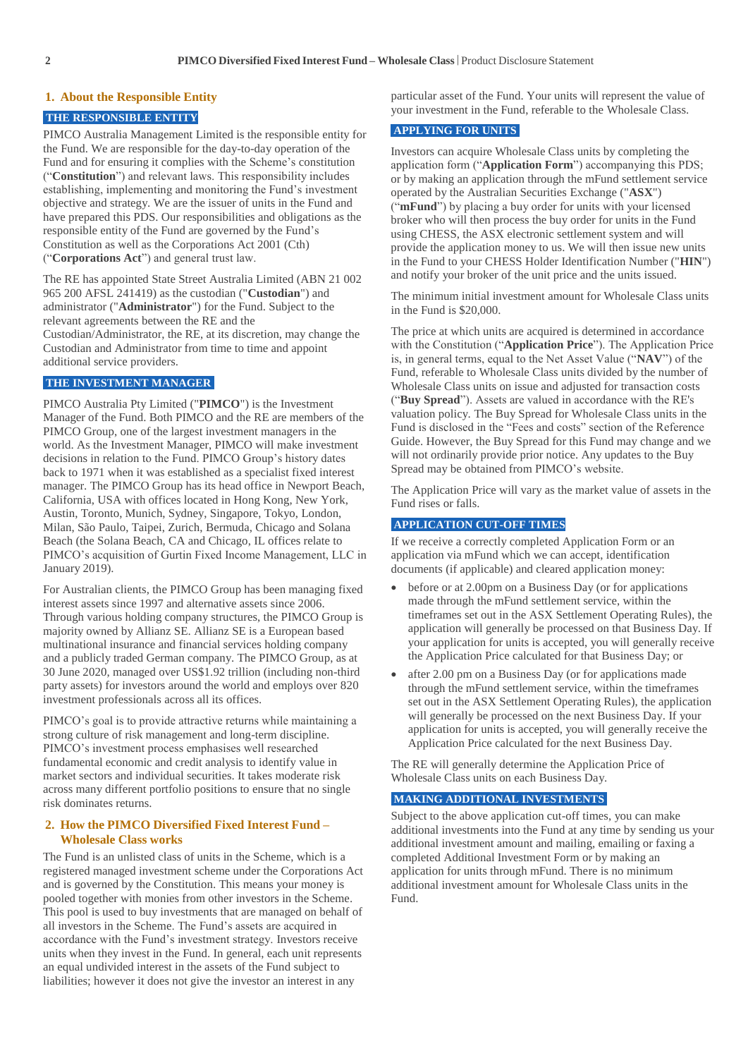## 1. About the Responsible Entity

### THE RESPONSIBLE ENTITY

PIMCO Australia Management Limited is the responsible entity for the Fund. We are responsible for the day-to-day operation of the Fund and for ensuring it complies with the Scheme's constitution ("**Constitution**") and relevant laws. This responsibility includes establishing, implementing and monitoring the Fund's investment objective and strategy. We are the issuer of units in the Fund and have prepared this PDS. Our responsibilities and obligations as the responsible entity of the Fund are governed by the Fund's Constitution as well as the Corporations Act 2001 (Cth) ("**Corporations Act**") and general trust law.

The RE has appointed State Street Australia Limited (ABN 21 002 965 200 AFSL 241419) as the custodian ("**Custodian**") and administrator ("**Administrator**") for the Fund. Subject to the relevant agreements between the RE and the Custodian/Administrator, the RE, at its discretion, may change the Custodian and Administrator from time to time and appoint additional service providers.

### THE INVESTMENT MANAGER

PIMCO Australia Pty Limited ("**PIMCO**") is the Investment Manager of the Fund. Both PIMCO and the RE are members of the PIMCO Group, one of the largest investment managers in the world. As the Investment Manager, PIMCO will make investment decisions in relation to the Fund. PIMCO Group's history dates back to 1971 when it was established as a specialist fixed interest manager. The PIMCO Group has its head office in Newport Beach, California, USA with offices located in Hong Kong, New York, Austin, Toronto, Munich, Sydney, Singapore, Tokyo, London, Milan, São Paulo, Taipei, Zurich, Bermuda, Chicago and Solana Beach (the Solana Beach, CA and Chicago, IL offices relate to PIMCO's acquisition of Gurtin Fixed Income Management, LLC in January 2019).

For Australian clients, the PIMCO Group has been managing fixed interest assets since 1997 and alternative assets since 2006. Through various holding company structures, the PIMCO Group is majority owned by Allianz SE. Allianz SE is a European based multinational insurance and financial services holding company and a publicly traded German company. The PIMCO Group, as at 30 June 2020, managed over US$1.92 trillion (including non-third party assets) for investors around the world and employs over 820 investment professionals across all its offices.

PIMCO's goal is to provide attractive returns while maintaining a strong culture of risk management and long-term discipline. PIMCO's investment process emphasises well researched fundamental economic and credit analysis to identify value in market sectors and individual securities. It takes moderate risk across many different portfolio positions to ensure that no single risk dominates returns.

## 2. How the PIMCO Diversified Fixed Interest Fund – Wholesale Class works

The Fund is an unlisted class of units in the Scheme, which is a registered managed investment scheme under the Corporations Act and is governed by the Constitution. This means your money is pooled together with monies from other investors in the Scheme. This pool is used to buy investments that are managed on behalf of all investors in the Scheme. The Fund's assets are acquired in accordance with the Fund's investment strategy. Investors receive units when they invest in the Fund. In general, each unit represents an equal undivided interest in the assets of the Fund subject to liabilities; however it does not give the investor an interest in any particular asset of the Fund. Your units will represent the value of your investment in the Fund, referable to the Wholesale Class.

### APPLYING FOR UNITS

Investors can acquire Wholesale Class units by completing the application form ("**Application Form**") accompanying this PDS; or by making an application through the mFund settlement service operated by the Australian Securities Exchange ("**ASX**") ("**mFund**") by placing a buy order for units with your licensed broker who will then process the buy order for units in the Fund using CHESS, the ASX electronic settlement system and will provide the application money to us. We will then issue new units in the Fund to your CHESS Holder Identification Number ("**HIN**") and notify your broker of the unit price and the units issued.

The minimum initial investment amount for Wholesale Class units in the Fund is $20,000.

The price at which units are acquired is determined in accordance with the Constitution ("**Application Price**"). The Application Price is, in general terms, equal to the Net Asset Value ("**NAV**") of the Fund, referable to Wholesale Class units divided by the number of Wholesale Class units on issue and adjusted for transaction costs ("**Buy Spread**"). Assets are valued in accordance with the RE's valuation policy. The Buy Spread for Wholesale Class units in the Fund is disclosed in the "Fees and costs" section of the Reference Guide. However, the Buy Spread for this Fund may change and we will not ordinarily provide prior notice. Any updates to the Buy Spread may be obtained from PIMCO's website.

The Application Price will vary as the market value of assets in the Fund rises or falls.

### APPLICATION CUT-OFF TIMES

If we receive a correctly completed Application Form or an application via mFund which we can accept, identification documents (if applicable) and cleared application money:

- before or at 2.00pm on a Business Day (or for applications made through the mFund settlement service, within the timeframes set out in the ASX Settlement Operating Rules), the application will generally be processed on that Business Day. If your application for units is accepted, you will generally receive the Application Price calculated for that Business Day; or
- after 2.00 pm on a Business Day (or for applications made through the mFund settlement service, within the timeframes set out in the ASX Settlement Operating Rules), the application will generally be processed on the next Business Day. If your application for units is accepted, you will generally receive the Application Price calculated for the next Business Day.

The RE will generally determine the Application Price of Wholesale Class units on each Business Day.

### MAKING ADDITIONAL INVESTMENTS

Subject to the above application cut-off times, you can make additional investments into the Fund at any time by sending us your additional investment amount and mailing, emailing or faxing a completed Additional Investment Form or by making an application for units through mFund. There is no minimum additional investment amount for Wholesale Class units in the Fund.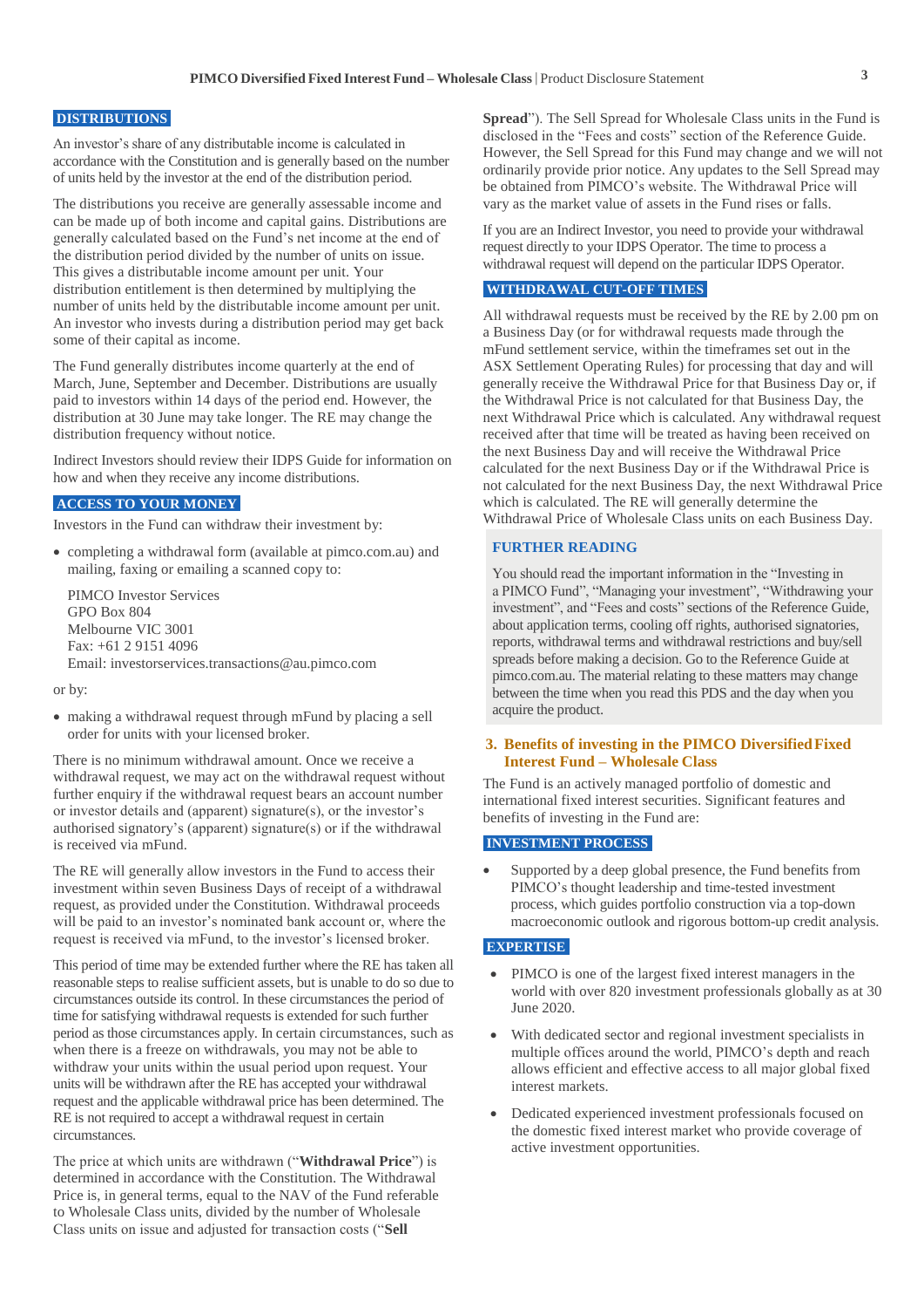## DISTRIBUTIONS

An investor's share of any distributable income is calculated in accordance with the Constitution and is generally based on the number of units held by the investor at the end of the distribution period.

The distributions you receive are generally assessable income and can be made up of both income and capital gains. Distributions are generally calculated based on the Fund's net income at the end of the distribution period divided by the number of units on issue. This gives a distributable income amount per unit. Your distribution entitlement is then determined by multiplying the number of units held by the distributable income amount per unit. An investor who invests during a distribution period may get back some of their capital as income.

The Fund generally distributes income quarterly at the end of March, June, September and December. Distributions are usually paid to investors within 14 days of the period end. However, the distribution at 30 June may take longer. The RE may change the distribution frequency without notice.

Indirect Investors should review their IDPS Guide for information on how and when they receive any income distributions.

## ACCESS TO YOUR MONEY

Investors in the Fund can withdraw their investment by:

- completing a withdrawal form (available at pimco.com.au) and mailing, faxing or emailing a scanned copy to:

  PIMCO Investor Services
  GPO Box 804
  Melbourne VIC 3001
  Fax: +61 2 9151 4096
  Email: investorservices.transactions@au.pimco.com

or by:

- making a withdrawal request through mFund by placing a sell order for units with your licensed broker.

There is no minimum withdrawal amount. Once we receive a withdrawal request, we may act on the withdrawal request without further enquiry if the withdrawal request bears an account number or investor details and (apparent) signature(s), or the investor's authorised signatory's (apparent) signature(s) or if the withdrawal is received via mFund.

The RE will generally allow investors in the Fund to access their investment within seven Business Days of receipt of a withdrawal request, as provided under the Constitution. Withdrawal proceeds will be paid to an investor's nominated bank account or, where the request is received via mFund, to the investor's licensed broker.

This period of time may be extended further where the RE has taken all reasonable steps to realise sufficient assets, but is unable to do so due to circumstances outside its control. In these circumstances the period of time for satisfying withdrawal requests is extended for such further period as those circumstances apply. In certain circumstances, such as when there is a freeze on withdrawals, you may not be able to withdraw your units within the usual period upon request. Your units will be withdrawn after the RE has accepted your withdrawal request and the applicable withdrawal price has been determined. The RE is not required to accept a withdrawal request in certain circumstances.

The price at which units are withdrawn ("**Withdrawal Price**") is determined in accordance with the Constitution. The Withdrawal Price is, in general terms, equal to the NAV of the Fund referable to Wholesale Class units, divided by the number of Wholesale Class units on issue and adjusted for transaction costs ("**Sell Spread**"). The Sell Spread for Wholesale Class units in the Fund is disclosed in the "Fees and costs" section of the Reference Guide. However, the Sell Spread for this Fund may change and we will not ordinarily provide prior notice. Any updates to the Sell Spread may be obtained from PIMCO's website. The Withdrawal Price will vary as the market value of assets in the Fund rises or falls.

If you are an Indirect Investor, you need to provide your withdrawal request directly to your IDPS Operator. The time to process a withdrawal request will depend on the particular IDPS Operator.

## WITHDRAWAL CUT-OFF TIMES

All withdrawal requests must be received by the RE by 2.00 pm on a Business Day (or for withdrawal requests made through the mFund settlement service, within the timeframes set out in the ASX Settlement Operating Rules) for processing that day and will generally receive the Withdrawal Price for that Business Day or, if the Withdrawal Price is not calculated for that Business Day, the next Withdrawal Price which is calculated. Any withdrawal request received after that time will be treated as having been received on the next Business Day and will receive the Withdrawal Price calculated for the next Business Day or if the Withdrawal Price is not calculated for the next Business Day, the next Withdrawal Price which is calculated. The RE will generally determine the Withdrawal Price of Wholesale Class units on each Business Day.

### FURTHER READING

You should read the important information in the "Investing in a PIMCO Fund", "Managing your investment", "Withdrawing your investment", and "Fees and costs" sections of the Reference Guide, about application terms, cooling off rights, authorised signatories, reports, withdrawal terms and withdrawal restrictions and buy/sell spreads before making a decision. Go to the Reference Guide at pimco.com.au. The material relating to these matters may change between the time when you read this PDS and the day when you acquire the product.

# 3. Benefits of investing in the PIMCO Diversified Fixed Interest Fund – Wholesale Class

The Fund is an actively managed portfolio of domestic and international fixed interest securities. Significant features and benefits of investing in the Fund are:

## INVESTMENT PROCESS

- Supported by a deep global presence, the Fund benefits from PIMCO's thought leadership and time-tested investment process, which guides portfolio construction via a top-down macroeconomic outlook and rigorous bottom-up credit analysis.

## EXPERTISE

- PIMCO is one of the largest fixed interest managers in the world with over 820 investment professionals globally as at 30 June 2020.
- With dedicated sector and regional investment specialists in multiple offices around the world, PIMCO's depth and reach allows efficient and effective access to all major global fixed interest markets.
- Dedicated experienced investment professionals focused on the domestic fixed interest market who provide coverage of active investment opportunities.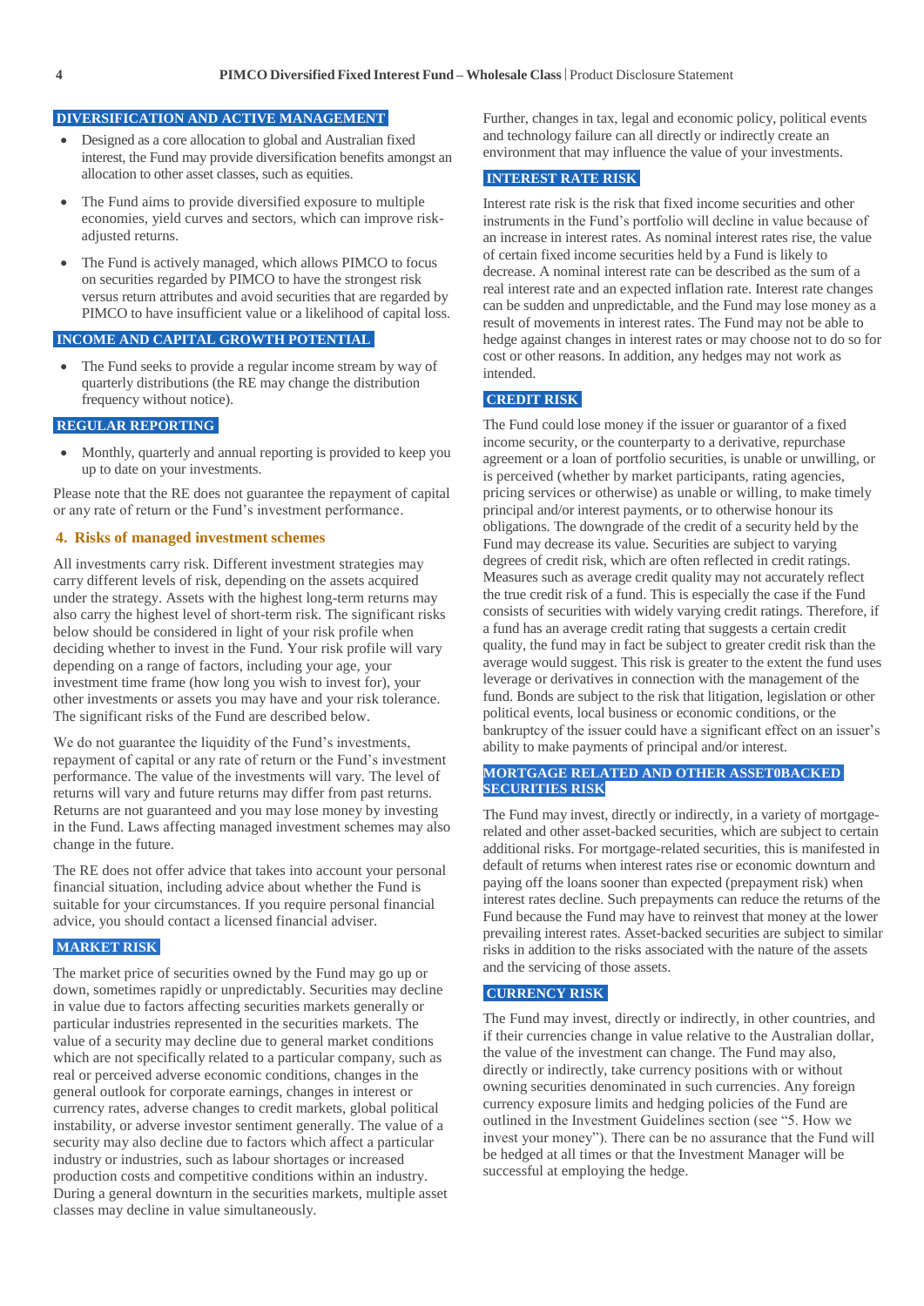### DIVERSIFICATION AND ACTIVE MANAGEMENT

- Designed as a core allocation to global and Australian fixed interest, the Fund may provide diversification benefits amongst an allocation to other asset classes, such as equities.
- The Fund aims to provide diversified exposure to multiple economies, yield curves and sectors, which can improve risk-adjusted returns.
- The Fund is actively managed, which allows PIMCO to focus on securities regarded by PIMCO to have the strongest risk versus return attributes and avoid securities that are regarded by PIMCO to have insufficient value or a likelihood of capital loss.

### INCOME AND CAPITAL GROWTH POTENTIAL

- The Fund seeks to provide a regular income stream by way of quarterly distributions (the RE may change the distribution frequency without notice).

### REGULAR REPORTING

- Monthly, quarterly and annual reporting is provided to keep you up to date on your investments.

Please note that the RE does not guarantee the repayment of capital or any rate of return or the Fund's investment performance.

## 4. Risks of managed investment schemes

All investments carry risk. Different investment strategies may carry different levels of risk, depending on the assets acquired under the strategy. Assets with the highest long-term returns may also carry the highest level of short-term risk. The significant risks below should be considered in light of your risk profile when deciding whether to invest in the Fund. Your risk profile will vary depending on a range of factors, including your age, your investment time frame (how long you wish to invest for), your other investments or assets you may have and your risk tolerance. The significant risks of the Fund are described below.

We do not guarantee the liquidity of the Fund's investments, repayment of capital or any rate of return or the Fund's investment performance. The value of the investments will vary. The level of returns will vary and future returns may differ from past returns. Returns are not guaranteed and you may lose money by investing in the Fund. Laws affecting managed investment schemes may also change in the future.

The RE does not offer advice that takes into account your personal financial situation, including advice about whether the Fund is suitable for your circumstances. If you require personal financial advice, you should contact a licensed financial adviser.

### MARKET RISK

The market price of securities owned by the Fund may go up or down, sometimes rapidly or unpredictably. Securities may decline in value due to factors affecting securities markets generally or particular industries represented in the securities markets. The value of a security may decline due to general market conditions which are not specifically related to a particular company, such as real or perceived adverse economic conditions, changes in the general outlook for corporate earnings, changes in interest or currency rates, adverse changes to credit markets, global political instability, or adverse investor sentiment generally. The value of a security may also decline due to factors which affect a particular industry or industries, such as labour shortages or increased production costs and competitive conditions within an industry. During a general downturn in the securities markets, multiple asset classes may decline in value simultaneously.

Further, changes in tax, legal and economic policy, political events and technology failure can all directly or indirectly create an environment that may influence the value of your investments.

### INTEREST RATE RISK

Interest rate risk is the risk that fixed income securities and other instruments in the Fund's portfolio will decline in value because of an increase in interest rates. As nominal interest rates rise, the value of certain fixed income securities held by a Fund is likely to decrease. A nominal interest rate can be described as the sum of a real interest rate and an expected inflation rate. Interest rate changes can be sudden and unpredictable, and the Fund may lose money as a result of movements in interest rates. The Fund may not be able to hedge against changes in interest rates or may choose not to do so for cost or other reasons. In addition, any hedges may not work as intended.

### CREDIT RISK

The Fund could lose money if the issuer or guarantor of a fixed income security, or the counterparty to a derivative, repurchase agreement or a loan of portfolio securities, is unable or unwilling, or is perceived (whether by market participants, rating agencies, pricing services or otherwise) as unable or willing, to make timely principal and/or interest payments, or to otherwise honour its obligations. The downgrade of the credit of a security held by the Fund may decrease its value. Securities are subject to varying degrees of credit risk, which are often reflected in credit ratings. Measures such as average credit quality may not accurately reflect the true credit risk of a fund. This is especially the case if the Fund consists of securities with widely varying credit ratings. Therefore, if a fund has an average credit rating that suggests a certain credit quality, the fund may in fact be subject to greater credit risk than the average would suggest. This risk is greater to the extent the fund uses leverage or derivatives in connection with the management of the fund. Bonds are subject to the risk that litigation, legislation or other political events, local business or economic conditions, or the bankruptcy of the issuer could have a significant effect on an issuer's ability to make payments of principal and/or interest.

### MORTGAGE RELATED AND OTHER ASSET0BACKED SECURITIES RISK

The Fund may invest, directly or indirectly, in a variety of mortgage-related and other asset-backed securities, which are subject to certain additional risks. For mortgage-related securities, this is manifested in default of returns when interest rates rise or economic downturn and paying off the loans sooner than expected (prepayment risk) when interest rates decline. Such prepayments can reduce the returns of the Fund because the Fund may have to reinvest that money at the lower prevailing interest rates. Asset-backed securities are subject to similar risks in addition to the risks associated with the nature of the assets and the servicing of those assets.

### CURRENCY RISK

The Fund may invest, directly or indirectly, in other countries, and if their currencies change in value relative to the Australian dollar, the value of the investment can change. The Fund may also, directly or indirectly, take currency positions with or without owning securities denominated in such currencies. Any foreign currency exposure limits and hedging policies of the Fund are outlined in the Investment Guidelines section (see "5. How we invest your money"). There can be no assurance that the Fund will be hedged at all times or that the Investment Manager will be successful at employing the hedge.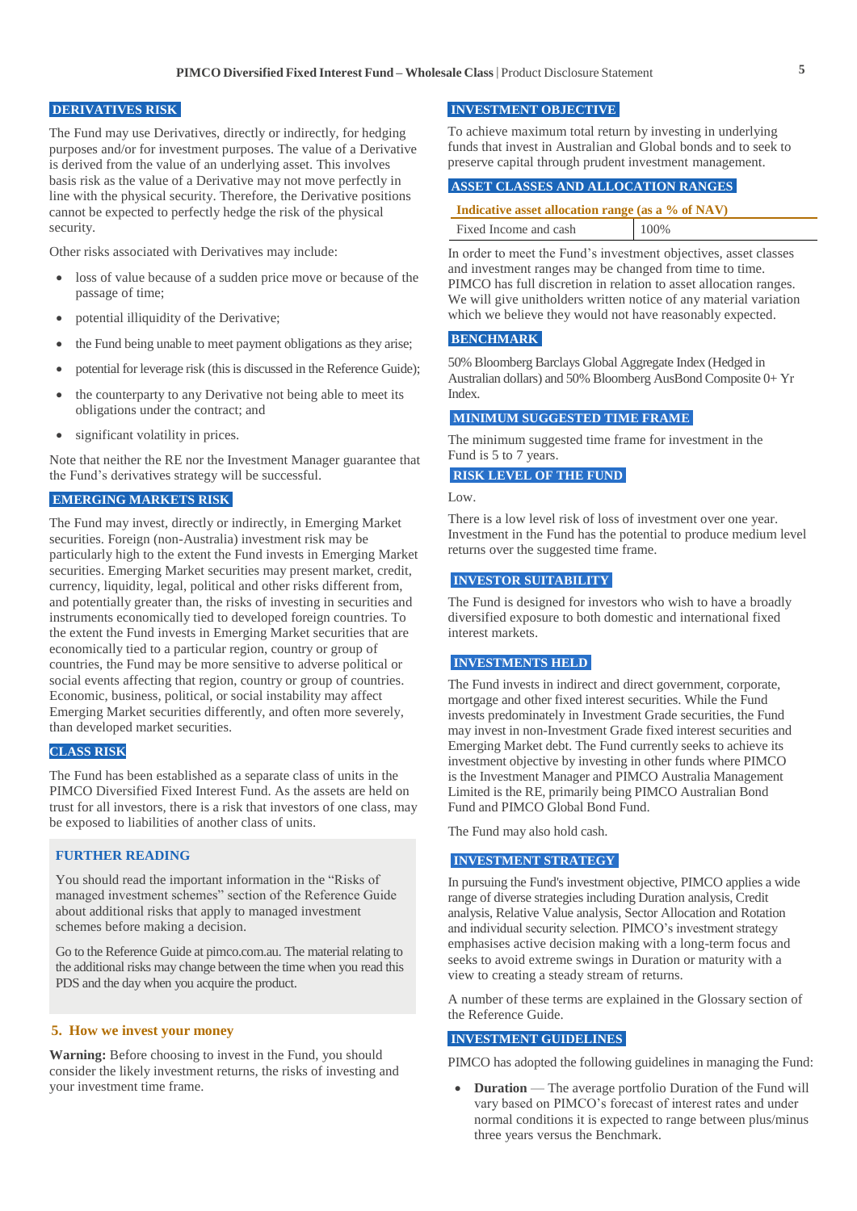### DERIVATIVES RISK

The Fund may use Derivatives, directly or indirectly, for hedging purposes and/or for investment purposes. The value of a Derivative is derived from the value of an underlying asset. This involves basis risk as the value of a Derivative may not move perfectly in line with the physical security. Therefore, the Derivative positions cannot be expected to perfectly hedge the risk of the physical security.

Other risks associated with Derivatives may include:

- loss of value because of a sudden price move or because of the passage of time;
- potential illiquidity of the Derivative;
- the Fund being unable to meet payment obligations as they arise;
- potential for leverage risk (this is discussed in the Reference Guide);
- the counterparty to any Derivative not being able to meet its obligations under the contract; and
- significant volatility in prices.

Note that neither the RE nor the Investment Manager guarantee that the Fund's derivatives strategy will be successful.

### EMERGING MARKETS RISK

The Fund may invest, directly or indirectly, in Emerging Market securities. Foreign (non-Australia) investment risk may be particularly high to the extent the Fund invests in Emerging Market securities. Emerging Market securities may present market, credit, currency, liquidity, legal, political and other risks different from, and potentially greater than, the risks of investing in securities and instruments economically tied to developed foreign countries. To the extent the Fund invests in Emerging Market securities that are economically tied to a particular region, country or group of countries, the Fund may be more sensitive to adverse political or social events affecting that region, country or group of countries. Economic, business, political, or social instability may affect Emerging Market securities differently, and often more severely, than developed market securities.

### CLASS RISK

The Fund has been established as a separate class of units in the PIMCO Diversified Fixed Interest Fund. As the assets are held on trust for all investors, there is a risk that investors of one class, may be exposed to liabilities of another class of units.

### FURTHER READING

You should read the important information in the "Risks of managed investment schemes" section of the Reference Guide about additional risks that apply to managed investment schemes before making a decision.

Go to the Reference Guide at pimco.com.au. The material relating to the additional risks may change between the time when you read this PDS and the day when you acquire the product.

## 5. How we invest your money

**Warning:** Before choosing to invest in the Fund, you should consider the likely investment returns, the risks of investing and your investment time frame.

### INVESTMENT OBJECTIVE

To achieve maximum total return by investing in underlying funds that invest in Australian and Global bonds and to seek to preserve capital through prudent investment management.

### ASSET CLASSES AND ALLOCATION RANGES

| Indicative asset allocation range (as a % of NAV) | |
|---|---|
| Fixed Income and cash | 100% |

In order to meet the Fund's investment objectives, asset classes and investment ranges may be changed from time to time. PIMCO has full discretion in relation to asset allocation ranges. We will give unitholders written notice of any material variation which we believe they would not have reasonably expected.

### BENCHMARK

50% Bloomberg Barclays Global Aggregate Index (Hedged in Australian dollars) and 50% Bloomberg AusBond Composite 0+ Yr Index.

### MINIMUM SUGGESTED TIME FRAME

The minimum suggested time frame for investment in the Fund is 5 to 7 years.

### RISK LEVEL OF THE FUND

Low.

There is a low level risk of loss of investment over one year. Investment in the Fund has the potential to produce medium level returns over the suggested time frame.

### INVESTOR SUITABILITY

The Fund is designed for investors who wish to have a broadly diversified exposure to both domestic and international fixed interest markets.

### INVESTMENTS HELD

The Fund invests in indirect and direct government, corporate, mortgage and other fixed interest securities. While the Fund invests predominately in Investment Grade securities, the Fund may invest in non-Investment Grade fixed interest securities and Emerging Market debt. The Fund currently seeks to achieve its investment objective by investing in other funds where PIMCO is the Investment Manager and PIMCO Australia Management Limited is the RE, primarily being PIMCO Australian Bond Fund and PIMCO Global Bond Fund.

The Fund may also hold cash.

### INVESTMENT STRATEGY

In pursuing the Fund's investment objective, PIMCO applies a wide range of diverse strategies including Duration analysis, Credit analysis, Relative Value analysis, Sector Allocation and Rotation and individual security selection. PIMCO's investment strategy emphasises active decision making with a long-term focus and seeks to avoid extreme swings in Duration or maturity with a view to creating a steady stream of returns.

A number of these terms are explained in the Glossary section of the Reference Guide.

### INVESTMENT GUIDELINES

PIMCO has adopted the following guidelines in managing the Fund:

- **Duration** — The average portfolio Duration of the Fund will vary based on PIMCO's forecast of interest rates and under normal conditions it is expected to range between plus/minus three years versus the Benchmark.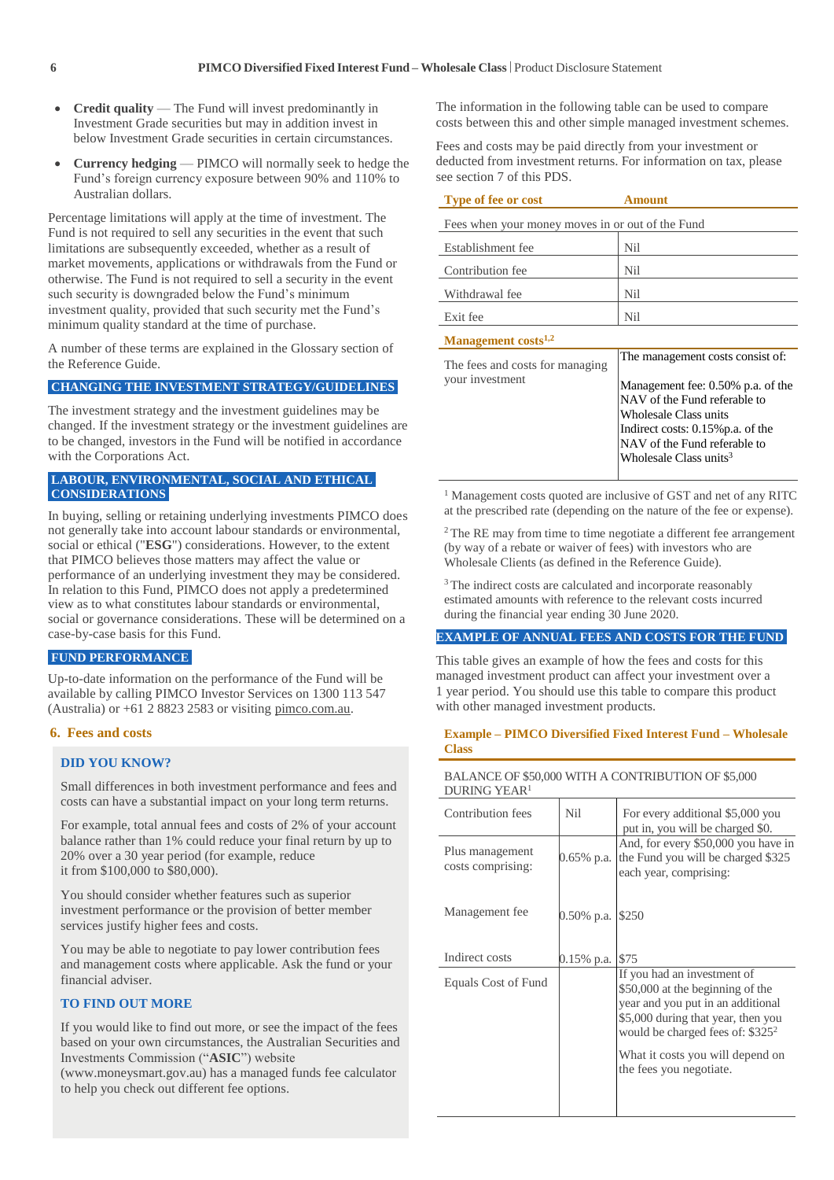- **Credit quality** — The Fund will invest predominantly in Investment Grade securities but may in addition invest in below Investment Grade securities in certain circumstances.
- **Currency hedging** — PIMCO will normally seek to hedge the Fund's foreign currency exposure between 90% and 110% to Australian dollars.

Percentage limitations will apply at the time of investment. The Fund is not required to sell any securities in the event that such limitations are subsequently exceeded, whether as a result of market movements, applications or withdrawals from the Fund or otherwise. The Fund is not required to sell a security in the event such security is downgraded below the Fund's minimum investment quality, provided that such security met the Fund's minimum quality standard at the time of purchase.

A number of these terms are explained in the Glossary section of the Reference Guide.

## CHANGING THE INVESTMENT STRATEGY/GUIDELINES

The investment strategy and the investment guidelines may be changed. If the investment strategy or the investment guidelines are to be changed, investors in the Fund will be notified in accordance with the Corporations Act.

## LABOUR, ENVIRONMENTAL, SOCIAL AND ETHICAL CONSIDERATIONS

In buying, selling or retaining underlying investments PIMCO does not generally take into account labour standards or environmental, social or ethical ("**ESG**") considerations. However, to the extent that PIMCO believes those matters may affect the value or performance of an underlying investment they may be considered. In relation to this Fund, PIMCO does not apply a predetermined view as to what constitutes labour standards or environmental, social or governance considerations. These will be determined on a case-by-case basis for this Fund.

## FUND PERFORMANCE

Up-to-date information on the performance of the Fund will be available by calling PIMCO Investor Services on 1300 113 547 (Australia) or +61 2 8823 2583 or visiting pimco.com.au.

# 6. Fees and costs

### DID YOU KNOW?

Small differences in both investment performance and fees and costs can have a substantial impact on your long term returns.

For example, total annual fees and costs of 2% of your account balance rather than 1% could reduce your final return by up to 20% over a 30 year period (for example, reduce it from $100,000 to $80,000).

You should consider whether features such as superior investment performance or the provision of better member services justify higher fees and costs.

You may be able to negotiate to pay lower contribution fees and management costs where applicable. Ask the fund or your financial adviser.

### TO FIND OUT MORE

If you would like to find out more, or see the impact of the fees based on your own circumstances, the Australian Securities and Investments Commission ("**ASIC**") website (www.moneysmart.gov.au) has a managed funds fee calculator to help you check out different fee options.

The information in the following table can be used to compare costs between this and other simple managed investment schemes.

Fees and costs may be paid directly from your investment or deducted from investment returns. For information on tax, please see section 7 of this PDS.

| Type of fee or cost | Amount |
|---|---|
| Fees when your money moves in or out of the Fund | |
| Establishment fee | Nil |
| Contribution fee | Nil |
| Withdrawal fee | Nil |
| Exit fee | Nil |
| **Management costs[1,2]** | |
| The fees and costs for managing your investment | The management costs consist of:<br><br>Management fee: 0.50% p.a. of the NAV of the Fund referable to Wholesale Class units<br>Indirect costs: 0.15%p.a. of the NAV of the Fund referable to Wholesale Class units[3] |

[1] Management costs quoted are inclusive of GST and net of any RITC at the prescribed rate (depending on the nature of the fee or expense).

[2] The RE may from time to time negotiate a different fee arrangement (by way of a rebate or waiver of fees) with investors who are Wholesale Clients (as defined in the Reference Guide).

[3] The indirect costs are calculated and incorporate reasonably estimated amounts with reference to the relevant costs incurred during the financial year ending 30 June 2020.

## EXAMPLE OF ANNUAL FEES AND COSTS FOR THE FUND

This table gives an example of how the fees and costs for this managed investment product can affect your investment over a 1 year period. You should use this table to compare this product with other managed investment products.

| Example – PIMCO Diversified Fixed Interest Fund – Wholesale Class | | |
|---|---|---|
| BALANCE OF $50,000 WITH A CONTRIBUTION OF $5,000 DURING YEAR[1] | | |
| Contribution fees | Nil | For every additional $5,000 you put in, you will be charged $0. |
| Plus management costs comprising: | 0.65% p.a. | And, for every $50,000 you have in the Fund you will be charged $325 each year, comprising: |
| Management fee | 0.50% p.a. | $250 |
| Indirect costs | 0.15% p.a. | $75 |
| Equals Cost of Fund | | If you had an investment of $50,000 at the beginning of the year and you put in an additional $5,000 during that year, then you would be charged fees of: $325[2]<br><br>What it costs you will depend on the fees you negotiate. |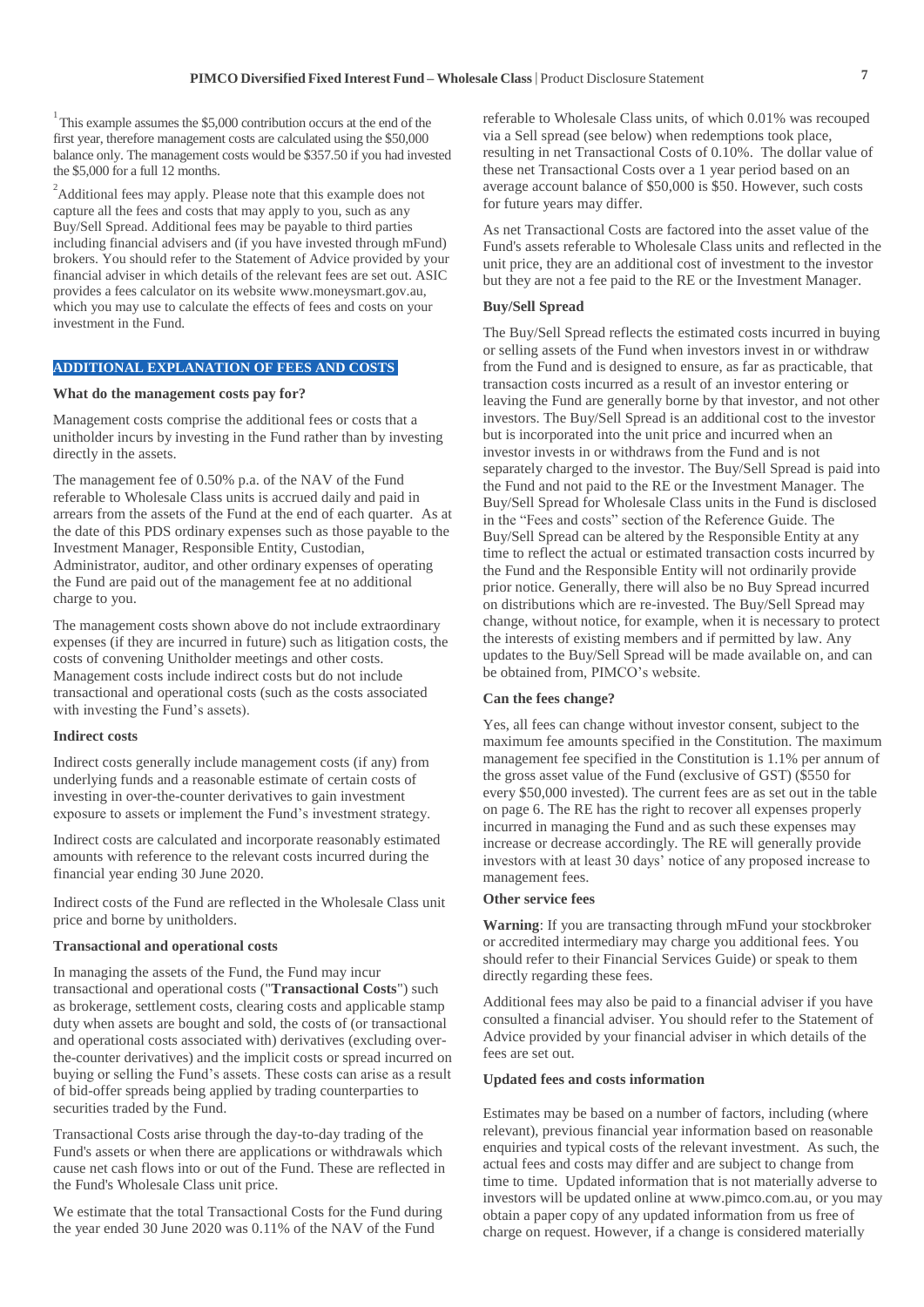[1] This example assumes the $5,000 contribution occurs at the end of the first year, therefore management costs are calculated using the $50,000 balance only. The management costs would be $357.50 if you had invested the $5,000 for a full 12 months.

[2] Additional fees may apply. Please note that this example does not capture all the fees and costs that may apply to you, such as any Buy/Sell Spread. Additional fees may be payable to third parties including financial advisers and (if you have invested through mFund) brokers. You should refer to the Statement of Advice provided by your financial adviser in which details of the relevant fees are set out. ASIC provides a fees calculator on its website www.moneysmart.gov.au, which you may use to calculate the effects of fees and costs on your investment in the Fund.

## ADDITIONAL EXPLANATION OF FEES AND COSTS

### What do the management costs pay for?

Management costs comprise the additional fees or costs that a unitholder incurs by investing in the Fund rather than by investing directly in the assets.

The management fee of 0.50% p.a. of the NAV of the Fund referable to Wholesale Class units is accrued daily and paid in arrears from the assets of the Fund at the end of each quarter. As at the date of this PDS ordinary expenses such as those payable to the Investment Manager, Responsible Entity, Custodian, Administrator, auditor, and other ordinary expenses of operating the Fund are paid out of the management fee at no additional charge to you.

The management costs shown above do not include extraordinary expenses (if they are incurred in future) such as litigation costs, the costs of convening Unitholder meetings and other costs. Management costs include indirect costs but do not include transactional and operational costs (such as the costs associated with investing the Fund's assets).

### Indirect costs

Indirect costs generally include management costs (if any) from underlying funds and a reasonable estimate of certain costs of investing in over-the-counter derivatives to gain investment exposure to assets or implement the Fund's investment strategy.

Indirect costs are calculated and incorporate reasonably estimated amounts with reference to the relevant costs incurred during the financial year ending 30 June 2020.

Indirect costs of the Fund are reflected in the Wholesale Class unit price and borne by unitholders.

### Transactional and operational costs

In managing the assets of the Fund, the Fund may incur transactional and operational costs ("**Transactional Costs**") such as brokerage, settlement costs, clearing costs and applicable stamp duty when assets are bought and sold, the costs of (or transactional and operational costs associated with) derivatives (excluding over-the-counter derivatives) and the implicit costs or spread incurred on buying or selling the Fund's assets. These costs can arise as a result of bid-offer spreads being applied by trading counterparties to securities traded by the Fund.

Transactional Costs arise through the day-to-day trading of the Fund's assets or when there are applications or withdrawals which cause net cash flows into or out of the Fund. These are reflected in the Fund's Wholesale Class unit price.

We estimate that the total Transactional Costs for the Fund during the year ended 30 June 2020 was 0.11% of the NAV of the Fund referable to Wholesale Class units, of which 0.01% was recouped via a Sell spread (see below) when redemptions took place, resulting in net Transactional Costs of 0.10%. The dollar value of these net Transactional Costs over a 1 year period based on an average account balance of $50,000 is $50. However, such costs for future years may differ.

As net Transactional Costs are factored into the asset value of the Fund's assets referable to Wholesale Class units and reflected in the unit price, they are an additional cost of investment to the investor but they are not a fee paid to the RE or the Investment Manager.

### Buy/Sell Spread

The Buy/Sell Spread reflects the estimated costs incurred in buying or selling assets of the Fund when investors invest in or withdraw from the Fund and is designed to ensure, as far as practicable, that transaction costs incurred as a result of an investor entering or leaving the Fund are generally borne by that investor, and not other investors. The Buy/Sell Spread is an additional cost to the investor but is incorporated into the unit price and incurred when an investor invests in or withdraws from the Fund and is not separately charged to the investor. The Buy/Sell Spread is paid into the Fund and not paid to the RE or the Investment Manager. The Buy/Sell Spread for Wholesale Class units in the Fund is disclosed in the "Fees and costs" section of the Reference Guide. The Buy/Sell Spread can be altered by the Responsible Entity at any time to reflect the actual or estimated transaction costs incurred by the Fund and the Responsible Entity will not ordinarily provide prior notice. Generally, there will also be no Buy Spread incurred on distributions which are re-invested. The Buy/Sell Spread may change, without notice, for example, when it is necessary to protect the interests of existing members and if permitted by law. Any updates to the Buy/Sell Spread will be made available on, and can be obtained from, PIMCO's website.

### Can the fees change?

Yes, all fees can change without investor consent, subject to the maximum fee amounts specified in the Constitution. The maximum management fee specified in the Constitution is 1.1% per annum of the gross asset value of the Fund (exclusive of GST) ($550 for every $50,000 invested). The current fees are as set out in the table on page 6. The RE has the right to recover all expenses properly incurred in managing the Fund and as such these expenses may increase or decrease accordingly. The RE will generally provide investors with at least 30 days' notice of any proposed increase to management fees.

### Other service fees

**Warning**: If you are transacting through mFund your stockbroker or accredited intermediary may charge you additional fees. You should refer to their Financial Services Guide) or speak to them directly regarding these fees.

Additional fees may also be paid to a financial adviser if you have consulted a financial adviser. You should refer to the Statement of Advice provided by your financial adviser in which details of the fees are set out.

### Updated fees and costs information

Estimates may be based on a number of factors, including (where relevant), previous financial year information based on reasonable enquiries and typical costs of the relevant investment. As such, the actual fees and costs may differ and are subject to change from time to time. Updated information that is not materially adverse to investors will be updated online at www.pimco.com.au, or you may obtain a paper copy of any updated information from us free of charge on request. However, if a change is considered materially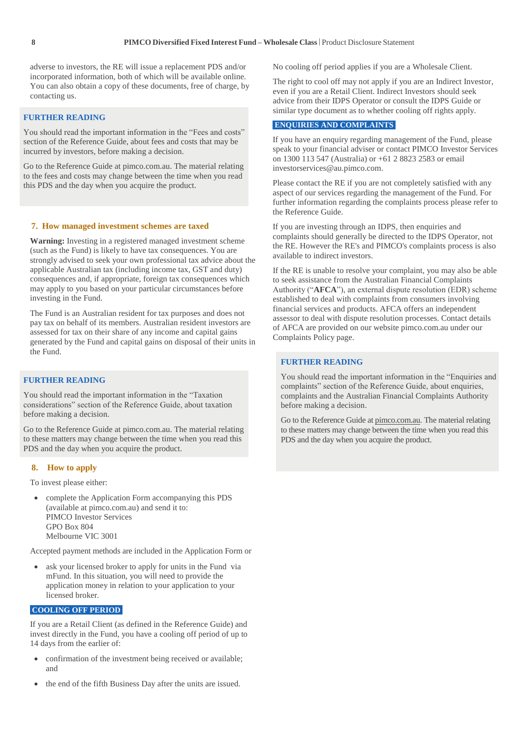adverse to investors, the RE will issue a replacement PDS and/or incorporated information, both of which will be available online. You can also obtain a copy of these documents, free of charge, by contacting us.

**FURTHER READING**

You should read the important information in the "Fees and costs" section of the Reference Guide, about fees and costs that may be incurred by investors, before making a decision.

Go to the Reference Guide at pimco.com.au. The material relating to the fees and costs may change between the time when you read this PDS and the day when you acquire the product.

## 7. How managed investment schemes are taxed

**Warning:** Investing in a registered managed investment scheme (such as the Fund) is likely to have tax consequences. You are strongly advised to seek your own professional tax advice about the applicable Australian tax (including income tax, GST and duty) consequences and, if appropriate, foreign tax consequences which may apply to you based on your particular circumstances before investing in the Fund.

The Fund is an Australian resident for tax purposes and does not pay tax on behalf of its members. Australian resident investors are assessed for tax on their share of any income and capital gains generated by the Fund and capital gains on disposal of their units in the Fund.

**FURTHER READING**

You should read the important information in the "Taxation considerations" section of the Reference Guide, about taxation before making a decision.

Go to the Reference Guide at pimco.com.au. The material relating to these matters may change between the time when you read this PDS and the day when you acquire the product.

## 8. How to apply

To invest please either:

- complete the Application Form accompanying this PDS (available at pimco.com.au) and send it to:
  PIMCO Investor Services
  GPO Box 804
  Melbourne VIC 3001

Accepted payment methods are included in the Application Form or

- ask your licensed broker to apply for units in the Fund via mFund. In this situation, you will need to provide the application money in relation to your application to your licensed broker.

**COOLING OFF PERIOD**

If you are a Retail Client (as defined in the Reference Guide) and invest directly in the Fund, you have a cooling off period of up to 14 days from the earlier of:

- confirmation of the investment being received or available; and
- the end of the fifth Business Day after the units are issued.

No cooling off period applies if you are a Wholesale Client.

The right to cool off may not apply if you are an Indirect Investor, even if you are a Retail Client. Indirect Investors should seek advice from their IDPS Operator or consult the IDPS Guide or similar type document as to whether cooling off rights apply.

**ENQUIRIES AND COMPLAINTS**

If you have an enquiry regarding management of the Fund, please speak to your financial adviser or contact PIMCO Investor Services on 1300 113 547 (Australia) or +61 2 8823 2583 or email investorservices@au.pimco.com.

Please contact the RE if you are not completely satisfied with any aspect of our services regarding the management of the Fund. For further information regarding the complaints process please refer to the Reference Guide.

If you are investing through an IDPS, then enquiries and complaints should generally be directed to the IDPS Operator, not the RE. However the RE's and PIMCO's complaints process is also available to indirect investors.

If the RE is unable to resolve your complaint, you may also be able to seek assistance from the Australian Financial Complaints Authority ("**AFCA**"), an external dispute resolution (EDR) scheme established to deal with complaints from consumers involving financial services and products. AFCA offers an independent assessor to deal with dispute resolution processes. Contact details of AFCA are provided on our website pimco.com.au under our Complaints Policy page.

**FURTHER READING**

You should read the important information in the "Enquiries and complaints" section of the Reference Guide, about enquiries, complaints and the Australian Financial Complaints Authority before making a decision.

Go to the Reference Guide at pimco.com.au. The material relating to these matters may change between the time when you read this PDS and the day when you acquire the product.